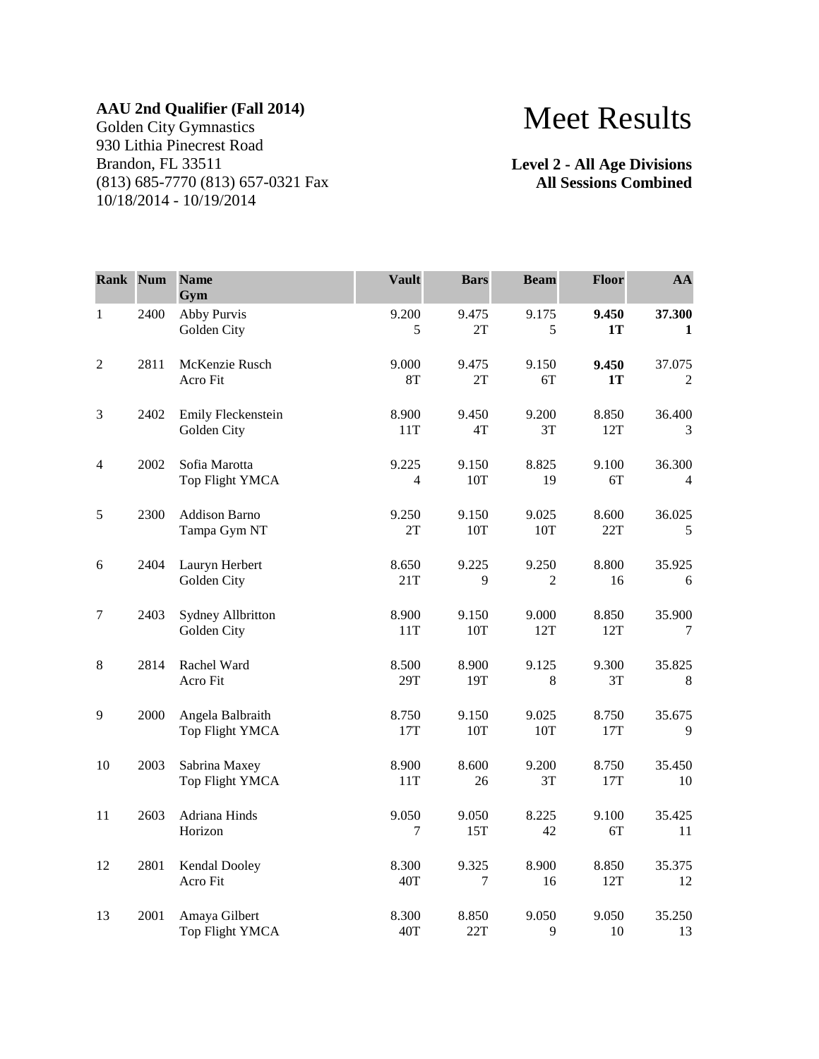**AAU 2nd Qualifier (Fall 2014)**
Golden City Gymnastics
930 Lithia Pinecrest Road
Brandon, FL 33511
(813) 685-7770 (813) 657-0321 Fax
10/18/2014 - 10/19/2014

# Meet Results

**Level 2 - All Age Divisions**
**All Sessions Combined**

| Rank | Num | Name<br>Gym | Vault | Bars | Beam | Floor | AA |
|---|---|---|---|---|---|---|---|
| 1 | 2400 | Abby Purvis<br>Golden City | 9.200<br>5 | 9.475<br>2T | 9.175<br>5 | **9.450**<br>**1T** | **37.300**<br>**1** |
| 2 | 2811 | McKenzie Rusch<br>Acro Fit | 9.000<br>8T | 9.475<br>2T | 9.150<br>6T | **9.450**<br>**1T** | 37.075<br>2 |
| 3 | 2402 | Emily Fleckenstein<br>Golden City | 8.900<br>11T | 9.450<br>4T | 9.200<br>3T | 8.850<br>12T | 36.400<br>3 |
| 4 | 2002 | Sofia Marotta<br>Top Flight YMCA | 9.225<br>4 | 9.150<br>10T | 8.825<br>19 | 9.100<br>6T | 36.300<br>4 |
| 5 | 2300 | Addison Barno<br>Tampa Gym NT | 9.250<br>2T | 9.150<br>10T | 9.025<br>10T | 8.600<br>22T | 36.025<br>5 |
| 6 | 2404 | Lauryn Herbert<br>Golden City | 8.650<br>21T | 9.225<br>9 | 9.250<br>2 | 8.800<br>16 | 35.925<br>6 |
| 7 | 2403 | Sydney Allbritton<br>Golden City | 8.900<br>11T | 9.150<br>10T | 9.000<br>12T | 8.850<br>12T | 35.900<br>7 |
| 8 | 2814 | Rachel Ward<br>Acro Fit | 8.500<br>29T | 8.900<br>19T | 9.125<br>8 | 9.300<br>3T | 35.825<br>8 |
| 9 | 2000 | Angela Balbraith<br>Top Flight YMCA | 8.750<br>17T | 9.150<br>10T | 9.025<br>10T | 8.750<br>17T | 35.675<br>9 |
| 10 | 2003 | Sabrina Maxey<br>Top Flight YMCA | 8.900<br>11T | 8.600<br>26 | 9.200<br>3T | 8.750<br>17T | 35.450<br>10 |
| 11 | 2603 | Adriana Hinds<br>Horizon | 9.050<br>7 | 9.050<br>15T | 8.225<br>42 | 9.100<br>6T | 35.425<br>11 |
| 12 | 2801 | Kendal Dooley<br>Acro Fit | 8.300<br>40T | 9.325<br>7 | 8.900<br>16 | 8.850<br>12T | 35.375<br>12 |
| 13 | 2001 | Amaya Gilbert<br>Top Flight YMCA | 8.300<br>40T | 8.850<br>22T | 9.050<br>9 | 9.050<br>10 | 35.250<br>13 |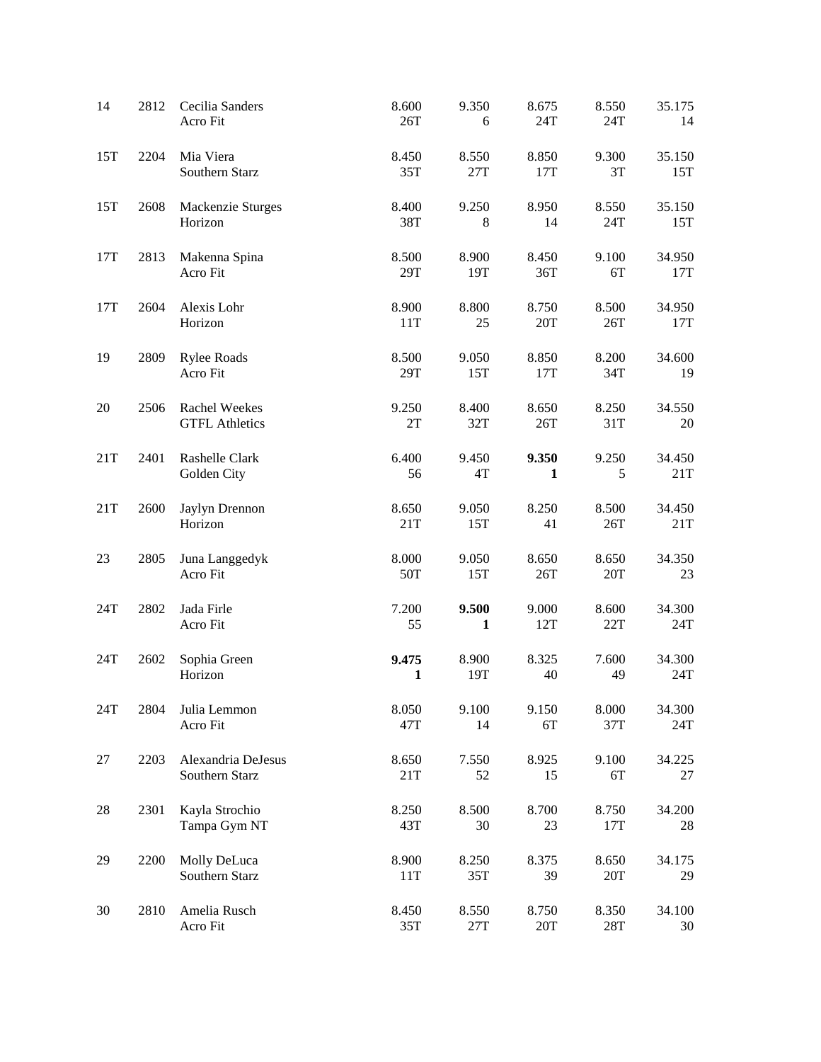| Place | # | Name / Gym | Vault | Bars | Beam | Floor | AA |
|---|---|---|---|---|---|---|---|
| 14 | 2812 | Cecilia Sanders<br>Acro Fit | 8.600<br>26T | 9.350<br>6 | 8.675<br>24T | 8.550<br>24T | 35.175<br>14 |
| 15T | 2204 | Mia Viera<br>Southern Starz | 8.450<br>35T | 8.550<br>27T | 8.850<br>17T | 9.300<br>3T | 35.150<br>15T |
| 15T | 2608 | Mackenzie Sturges<br>Horizon | 8.400<br>38T | 9.250<br>8 | 8.950<br>14 | 8.550<br>24T | 35.150<br>15T |
| 17T | 2813 | Makenna Spina<br>Acro Fit | 8.500<br>29T | 8.900<br>19T | 8.450<br>36T | 9.100<br>6T | 34.950<br>17T |
| 17T | 2604 | Alexis Lohr<br>Horizon | 8.900<br>11T | 8.800<br>25 | 8.750<br>20T | 8.500<br>26T | 34.950<br>17T |
| 19 | 2809 | Rylee Roads<br>Acro Fit | 8.500<br>29T | 9.050<br>15T | 8.850<br>17T | 8.200<br>34T | 34.600<br>19 |
| 20 | 2506 | Rachel Weekes<br>GTFL Athletics | 9.250<br>2T | 8.400<br>32T | 8.650<br>26T | 8.250<br>31T | 34.550<br>20 |
| 21T | 2401 | Rashelle Clark<br>Golden City | 6.400<br>56 | 9.450<br>4T | **9.350**<br>**1** | 9.250<br>5 | 34.450<br>21T |
| 21T | 2600 | Jaylyn Drennon<br>Horizon | 8.650<br>21T | 9.050<br>15T | 8.250<br>41 | 8.500<br>26T | 34.450<br>21T |
| 23 | 2805 | Juna Langgedyk<br>Acro Fit | 8.000<br>50T | 9.050<br>15T | 8.650<br>26T | 8.650<br>20T | 34.350<br>23 |
| 24T | 2802 | Jada Firle<br>Acro Fit | 7.200<br>55 | **9.500**<br>**1** | 9.000<br>12T | 8.600<br>22T | 34.300<br>24T |
| 24T | 2602 | Sophia Green<br>Horizon | **9.475**<br>**1** | 8.900<br>19T | 8.325<br>40 | 7.600<br>49 | 34.300<br>24T |
| 24T | 2804 | Julia Lemmon<br>Acro Fit | 8.050<br>47T | 9.100<br>14 | 9.150<br>6T | 8.000<br>37T | 34.300<br>24T |
| 27 | 2203 | Alexandria DeJesus<br>Southern Starz | 8.650<br>21T | 7.550<br>52 | 8.925<br>15 | 9.100<br>6T | 34.225<br>27 |
| 28 | 2301 | Kayla Strochio<br>Tampa Gym NT | 8.250<br>43T | 8.500<br>30 | 8.700<br>23 | 8.750<br>17T | 34.200<br>28 |
| 29 | 2200 | Molly DeLuca<br>Southern Starz | 8.900<br>11T | 8.250<br>35T | 8.375<br>39 | 8.650<br>20T | 34.175<br>29 |
| 30 | 2810 | Amelia Rusch<br>Acro Fit | 8.450<br>35T | 8.550<br>27T | 8.750<br>20T | 8.350<br>28T | 34.100<br>30 |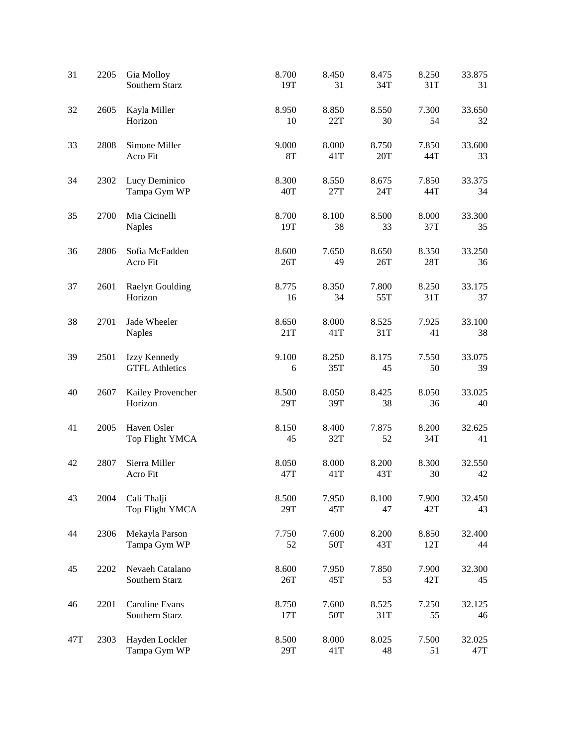| | | | | | | | |
|---|---|---|---|---|---|---|---|
| 31 | 2205 | Gia Molloy<br>Southern Starz | 8.700<br>19T | 8.450<br>31 | 8.475<br>34T | 8.250<br>31T | 33.875<br>31 |
| 32 | 2605 | Kayla Miller<br>Horizon | 8.950<br>10 | 8.850<br>22T | 8.550<br>30 | 7.300<br>54 | 33.650<br>32 |
| 33 | 2808 | Simone Miller<br>Acro Fit | 9.000<br>8T | 8.000<br>41T | 8.750<br>20T | 7.850<br>44T | 33.600<br>33 |
| 34 | 2302 | Lucy Deminico<br>Tampa Gym WP | 8.300<br>40T | 8.550<br>27T | 8.675<br>24T | 7.850<br>44T | 33.375<br>34 |
| 35 | 2700 | Mia Cicinelli<br>Naples | 8.700<br>19T | 8.100<br>38 | 8.500<br>33 | 8.000<br>37T | 33.300<br>35 |
| 36 | 2806 | Sofia McFadden<br>Acro Fit | 8.600<br>26T | 7.650<br>49 | 8.650<br>26T | 8.350<br>28T | 33.250<br>36 |
| 37 | 2601 | Raelyn Goulding<br>Horizon | 8.775<br>16 | 8.350<br>34 | 7.800<br>55T | 8.250<br>31T | 33.175<br>37 |
| 38 | 2701 | Jade Wheeler<br>Naples | 8.650<br>21T | 8.000<br>41T | 8.525<br>31T | 7.925<br>41 | 33.100<br>38 |
| 39 | 2501 | Izzy Kennedy<br>GTFL Athletics | 9.100<br>6 | 8.250<br>35T | 8.175<br>45 | 7.550<br>50 | 33.075<br>39 |
| 40 | 2607 | Kailey Provencher<br>Horizon | 8.500<br>29T | 8.050<br>39T | 8.425<br>38 | 8.050<br>36 | 33.025<br>40 |
| 41 | 2005 | Haven Osler<br>Top Flight YMCA | 8.150<br>45 | 8.400<br>32T | 7.875<br>52 | 8.200<br>34T | 32.625<br>41 |
| 42 | 2807 | Sierra Miller<br>Acro Fit | 8.050<br>47T | 8.000<br>41T | 8.200<br>43T | 8.300<br>30 | 32.550<br>42 |
| 43 | 2004 | Cali Thalji<br>Top Flight YMCA | 8.500<br>29T | 7.950<br>45T | 8.100<br>47 | 7.900<br>42T | 32.450<br>43 |
| 44 | 2306 | Mekayla Parson<br>Tampa Gym WP | 7.750<br>52 | 7.600<br>50T | 8.200<br>43T | 8.850<br>12T | 32.400<br>44 |
| 45 | 2202 | Nevaeh Catalano<br>Southern Starz | 8.600<br>26T | 7.950<br>45T | 7.850<br>53 | 7.900<br>42T | 32.300<br>45 |
| 46 | 2201 | Caroline Evans<br>Southern Starz | 8.750<br>17T | 7.600<br>50T | 8.525<br>31T | 7.250<br>55 | 32.125<br>46 |
| 47T | 2303 | Hayden Lockler<br>Tampa Gym WP | 8.500<br>29T | 8.000<br>41T | 8.025<br>48 | 7.500<br>51 | 32.025<br>47T |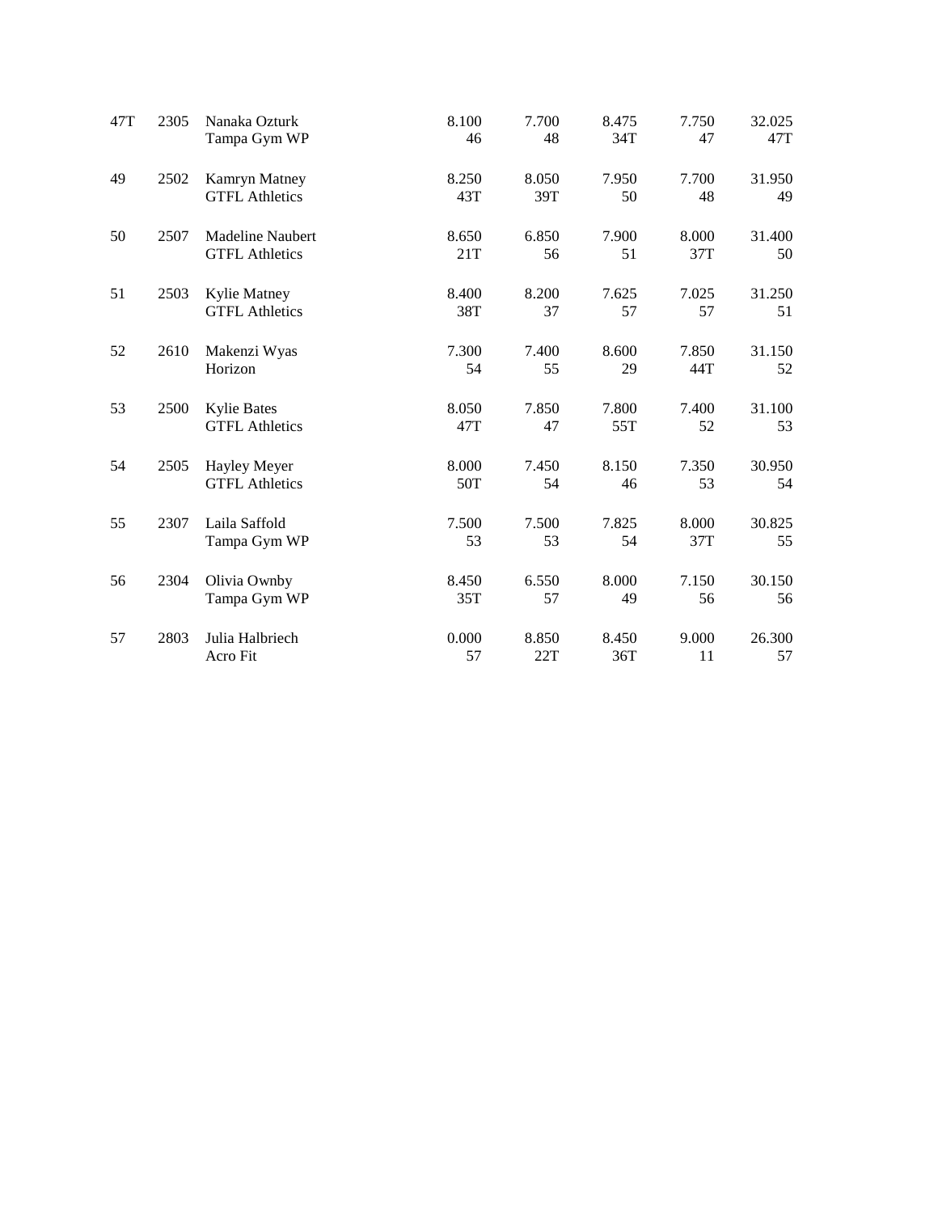| | | | | | | | |
|---|---|---|---|---|---|---|---|
| 47T | 2305 | Nanaka Ozturk<br>Tampa Gym WP | 8.100<br>46 | 7.700<br>48 | 8.475<br>34T | 7.750<br>47 | 32.025<br>47T |
| 49 | 2502 | Kamryn Matney<br>GTFL Athletics | 8.250<br>43T | 8.050<br>39T | 7.950<br>50 | 7.700<br>48 | 31.950<br>49 |
| 50 | 2507 | Madeline Naubert<br>GTFL Athletics | 8.650<br>21T | 6.850<br>56 | 7.900<br>51 | 8.000<br>37T | 31.400<br>50 |
| 51 | 2503 | Kylie Matney<br>GTFL Athletics | 8.400<br>38T | 8.200<br>37 | 7.625<br>57 | 7.025<br>57 | 31.250<br>51 |
| 52 | 2610 | Makenzi Wyas<br>Horizon | 7.300<br>54 | 7.400<br>55 | 8.600<br>29 | 7.850<br>44T | 31.150<br>52 |
| 53 | 2500 | Kylie Bates<br>GTFL Athletics | 8.050<br>47T | 7.850<br>47 | 7.800<br>55T | 7.400<br>52 | 31.100<br>53 |
| 54 | 2505 | Hayley Meyer<br>GTFL Athletics | 8.000<br>50T | 7.450<br>54 | 8.150<br>46 | 7.350<br>53 | 30.950<br>54 |
| 55 | 2307 | Laila Saffold<br>Tampa Gym WP | 7.500<br>53 | 7.500<br>53 | 7.825<br>54 | 8.000<br>37T | 30.825<br>55 |
| 56 | 2304 | Olivia Ownby<br>Tampa Gym WP | 8.450<br>35T | 6.550<br>57 | 8.000<br>49 | 7.150<br>56 | 30.150<br>56 |
| 57 | 2803 | Julia Halbriech<br>Acro Fit | 0.000<br>57 | 8.850<br>22T | 8.450<br>36T | 9.000<br>11 | 26.300<br>57 |